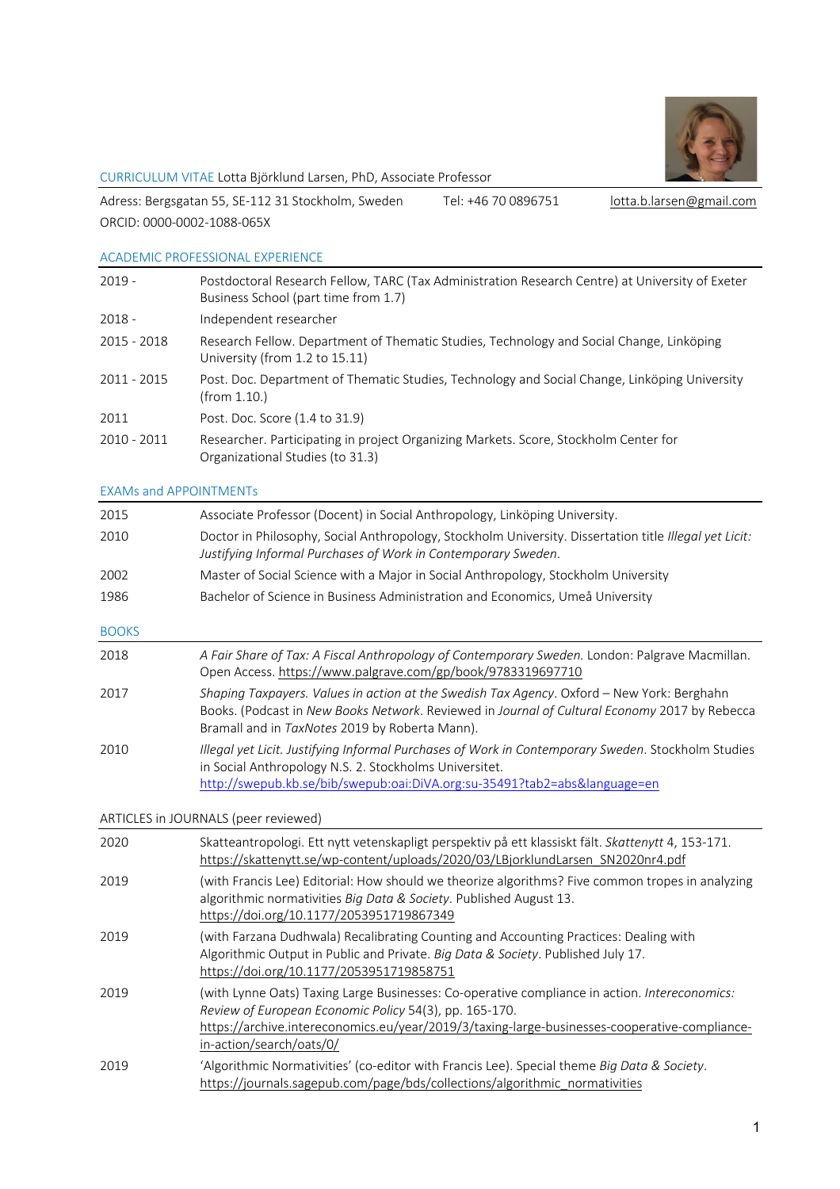CURRICULUM VITAE Lotta Björklund Larsen, PhD, Associate Professor

Adress: Bergsgatan 55, SE-112 31 Stockholm, Sweden Tel: +46 70 0896751 lotta.b.larsen@gmail.com
ORCID: 0000-0002-1088-065X

## ACADEMIC PROFESSIONAL EXPERIENCE

| | |
|---|---|
| 2019 - | Postdoctoral Research Fellow, TARC (Tax Administration Research Centre) at University of Exeter Business School (part time from 1.7) |
| 2018 - | Independent researcher |
| 2015 - 2018 | Research Fellow. Department of Thematic Studies, Technology and Social Change, Linköping University (from 1.2 to 15.11) |
| 2011 - 2015 | Post. Doc. Department of Thematic Studies, Technology and Social Change, Linköping University (from 1.10.) |
| 2011 | Post. Doc. Score (1.4 to 31.9) |
| 2010 - 2011 | Researcher. Participating in project Organizing Markets. Score, Stockholm Center for Organizational Studies (to 31.3) |

## EXAMs and APPOINTMENTs

| | |
|---|---|
| 2015 | Associate Professor (Docent) in Social Anthropology, Linköping University. |
| 2010 | Doctor in Philosophy, Social Anthropology, Stockholm University. Dissertation title *Illegal yet Licit: Justifying Informal Purchases of Work in Contemporary Sweden*. |
| 2002 | Master of Social Science with a Major in Social Anthropology, Stockholm University |
| 1986 | Bachelor of Science in Business Administration and Economics, Umeå University |

## BOOKS

| | |
|---|---|
| 2018 | *A Fair Share of Tax: A Fiscal Anthropology of Contemporary Sweden.* London: Palgrave Macmillan. Open Access. https://www.palgrave.com/gp/book/9783319697710 |
| 2017 | *Shaping Taxpayers. Values in action at the Swedish Tax Agency*. Oxford – New York: Berghahn Books. (Podcast in *New Books Network*. Reviewed in *Journal of Cultural Economy* 2017 by Rebecca Bramall and in *TaxNotes* 2019 by Roberta Mann). |
| 2010 | *Illegal yet Licit. Justifying Informal Purchases of Work in Contemporary Sweden*. Stockholm Studies in Social Anthropology N.S. 2. Stockholms Universitet. http://swepub.kb.se/bib/swepub:oai:DiVA.org:su-35491?tab2=abs&language=en |

## ARTICLES in JOURNALS (peer reviewed)

| | |
|---|---|
| 2020 | Skatteantropologi. Ett nytt vetenskapligt perspektiv på ett klassiskt fält. *Skattenytt* 4, 153-171. https://skattenytt.se/wp-content/uploads/2020/03/LBjorklundLarsen_SN2020nr4.pdf |
| 2019 | (with Francis Lee) Editorial: How should we theorize algorithms? Five common tropes in analyzing algorithmic normativities *Big Data & Society*. Published August 13. https://doi.org/10.1177/2053951719867349 |
| 2019 | (with Farzana Dudhwala) Recalibrating Counting and Accounting Practices: Dealing with Algorithmic Output in Public and Private. *Big Data & Society*. Published July 17. https://doi.org/10.1177/2053951719858751 |
| 2019 | (with Lynne Oats) Taxing Large Businesses: Co-operative compliance in action. *Intereconomics: Review of European Economic Policy* 54(3), pp. 165-170. https://archive.intereconomics.eu/year/2019/3/taxing-large-businesses-cooperative-compliance-in-action/search/oats/0/ |
| 2019 | 'Algorithmic Normativities' (co-editor with Francis Lee). Special theme *Big Data & Society*. https://journals.sagepub.com/page/bds/collections/algorithmic_normativities |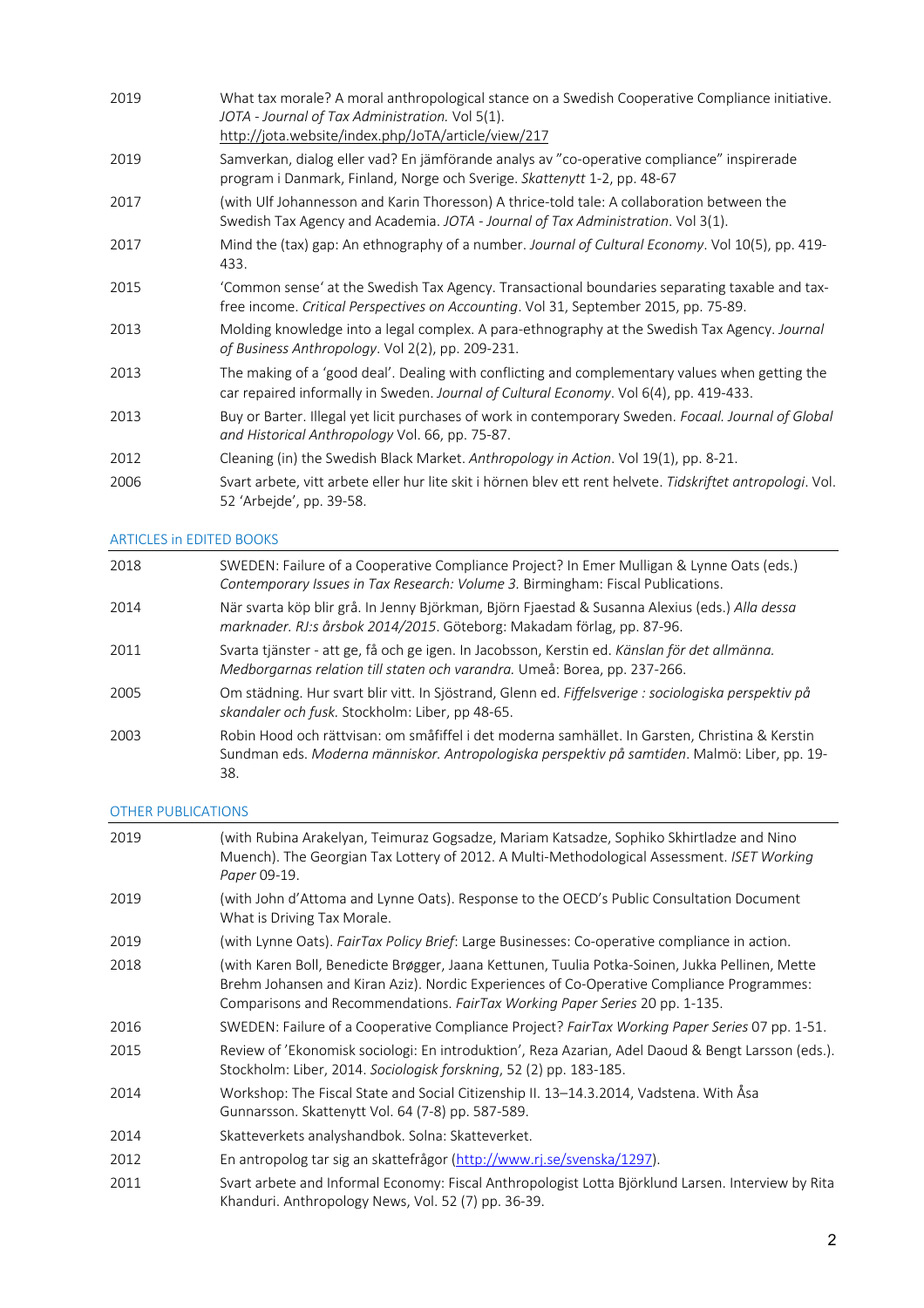| | |
|---|---|
| 2019 | What tax morale? A moral anthropological stance on a Swedish Cooperative Compliance initiative. *JOTA - Journal of Tax Administration.* Vol 5(1). http://jota.website/index.php/JoTA/article/view/217 |
| 2019 | Samverkan, dialog eller vad? En jämförande analys av "co-operative compliance" inspirerade program i Danmark, Finland, Norge och Sverige. *Skattenytt* 1-2, pp. 48-67 |
| 2017 | (with Ulf Johannesson and Karin Thoresson) A thrice-told tale: A collaboration between the Swedish Tax Agency and Academia. *JOTA - Journal of Tax Administration*. Vol 3(1). |
| 2017 | Mind the (tax) gap: An ethnography of a number. *Journal of Cultural Economy*. Vol 10(5), pp. 419-433. |
| 2015 | 'Common sense' at the Swedish Tax Agency. Transactional boundaries separating taxable and tax-free income. *Critical Perspectives on Accounting*. Vol 31, September 2015, pp. 75-89. |
| 2013 | Molding knowledge into a legal complex. A para-ethnography at the Swedish Tax Agency. *Journal of Business Anthropology*. Vol 2(2), pp. 209-231. |
| 2013 | The making of a 'good deal'. Dealing with conflicting and complementary values when getting the car repaired informally in Sweden. *Journal of Cultural Economy*. Vol 6(4), pp. 419-433. |
| 2013 | Buy or Barter. Illegal yet licit purchases of work in contemporary Sweden. *Focaal. Journal of Global and Historical Anthropology* Vol. 66, pp. 75-87. |
| 2012 | Cleaning (in) the Swedish Black Market. *Anthropology in Action*. Vol 19(1), pp. 8-21. |
| 2006 | Svart arbete, vitt arbete eller hur lite skit i hörnen blev ett rent helvete. *Tidskriftet antropologi*. Vol. 52 'Arbejde', pp. 39-58. |

## ARTICLES in EDITED BOOKS

| | |
|---|---|
| 2018 | SWEDEN: Failure of a Cooperative Compliance Project? In Emer Mulligan & Lynne Oats (eds.) *Contemporary Issues in Tax Research: Volume 3.* Birmingham: Fiscal Publications. |
| 2014 | När svarta köp blir grå. In Jenny Björkman, Björn Fjaestad & Susanna Alexius (eds.) *Alla dessa marknader. RJ:s årsbok 2014/2015*. Göteborg: Makadam förlag, pp. 87-96. |
| 2011 | Svarta tjänster - att ge, få och ge igen. In Jacobsson, Kerstin ed. *Känslan för det allmänna. Medborgarnas relation till staten och varandra.* Umeå: Borea, pp. 237-266. |
| 2005 | Om städning. Hur svart blir vitt. In Sjöstrand, Glenn ed. *Fiffelsverige : sociologiska perspektiv på skandaler och fusk.* Stockholm: Liber, pp 48-65. |
| 2003 | Robin Hood och rättvisan: om småfiffel i det moderna samhället. In Garsten, Christina & Kerstin Sundman eds. *Moderna människor. Antropologiska perspektiv på samtiden*. Malmö: Liber, pp. 19-38. |

## OTHER PUBLICATIONS

| | |
|---|---|
| 2019 | (with Rubina Arakelyan, Teimuraz Gogsadze, Mariam Katsadze, Sophiko Skhirtladze and Nino Muench). The Georgian Tax Lottery of 2012. A Multi-Methodological Assessment. *ISET Working Paper* 09-19. |
| 2019 | (with John d'Attoma and Lynne Oats). Response to the OECD's Public Consultation Document What is Driving Tax Morale. |
| 2019 | (with Lynne Oats). *FairTax Policy Brief*: Large Businesses: Co-operative compliance in action. |
| 2018 | (with Karen Boll, Benedicte Brøgger, Jaana Kettunen, Tuulia Potka-Soinen, Jukka Pellinen, Mette Brehm Johansen and Kiran Aziz). Nordic Experiences of Co-Operative Compliance Programmes: Comparisons and Recommendations. *FairTax Working Paper Series* 20 pp. 1-135. |
| 2016 | SWEDEN: Failure of a Cooperative Compliance Project? *FairTax Working Paper Series* 07 pp. 1-51. |
| 2015 | Review of 'Ekonomisk sociologi: En introduktion', Reza Azarian, Adel Daoud & Bengt Larsson (eds.). Stockholm: Liber, 2014. *Sociologisk forskning*, 52 (2) pp. 183-185. |
| 2014 | Workshop: The Fiscal State and Social Citizenship II. 13–14.3.2014, Vadstena. With Åsa Gunnarsson. Skattenytt Vol. 64 (7-8) pp. 587-589. |
| 2014 | Skatteverkets analyshandbok. Solna: Skatteverket. |
| 2012 | En antropolog tar sig an skattefrågor (http://www.rj.se/svenska/1297). |
| 2011 | Svart arbete and Informal Economy: Fiscal Anthropologist Lotta Björklund Larsen. Interview by Rita Khanduri. Anthropology News, Vol. 52 (7) pp. 36-39. |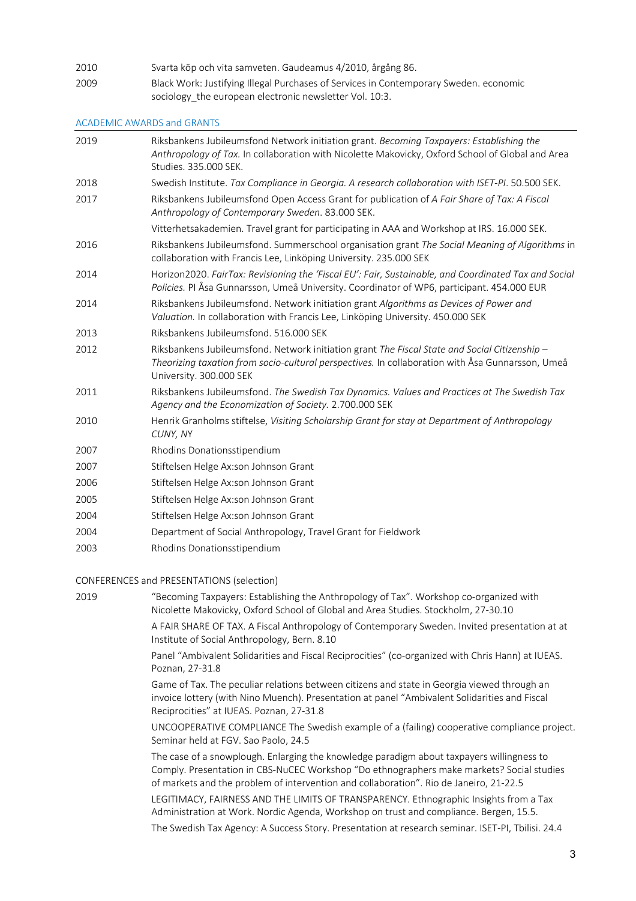2010 Svarta köp och vita samveten. Gaudeamus 4/2010, årgång 86.

2009 Black Work: Justifying Illegal Purchases of Services in Contemporary Sweden. economic sociology_the european electronic newsletter Vol. 10:3.

## ACADEMIC AWARDS and GRANTS

| | |
|---|---|
| 2019 | Riksbankens Jubileumsfond Network initiation grant. *Becoming Taxpayers: Establishing the Anthropology of Tax.* In collaboration with Nicolette Makovicky, Oxford School of Global and Area Studies. 335.000 SEK. |
| 2018 | Swedish Institute. *Tax Compliance in Georgia. A research collaboration with ISET-PI*. 50.500 SEK. |
| 2017 | Riksbankens Jubileumsfond Open Access Grant for publication of *A Fair Share of Tax: A Fiscal Anthropology of Contemporary Sweden*. 83.000 SEK. |
| | Vitterhetsakademien. Travel grant for participating in AAA and Workshop at IRS. 16.000 SEK. |
| 2016 | Riksbankens Jubileumsfond. Summerschool organisation grant *The Social Meaning of Algorithms* in collaboration with Francis Lee, Linköping University. 235.000 SEK |
| 2014 | Horizon2020. *FairTax: Revisioning the 'Fiscal EU': Fair, Sustainable, and Coordinated Tax and Social Policies.* PI Åsa Gunnarsson, Umeå University. Coordinator of WP6, participant. 454.000 EUR |
| 2014 | Riksbankens Jubileumsfond. Network initiation grant *Algorithms as Devices of Power and Valuation.* In collaboration with Francis Lee, Linköping University. 450.000 SEK |
| 2013 | Riksbankens Jubileumsfond. 516.000 SEK |
| 2012 | Riksbankens Jubileumsfond. Network initiation grant *The Fiscal State and Social Citizenship – Theorizing taxation from socio-cultural perspectives.* In collaboration with Åsa Gunnarsson, Umeå University. 300.000 SEK |
| 2011 | Riksbankens Jubileumsfond. *The Swedish Tax Dynamics. Values and Practices at The Swedish Tax Agency and the Economization of Society.* 2.700.000 SEK |
| 2010 | Henrik Granholms stiftelse, *Visiting Scholarship Grant for stay at Department of Anthropology CUNY, NY* |
| 2007 | Rhodins Donationsstipendium |
| 2007 | Stiftelsen Helge Ax:son Johnson Grant |
| 2006 | Stiftelsen Helge Ax:son Johnson Grant |
| 2005 | Stiftelsen Helge Ax:son Johnson Grant |
| 2004 | Stiftelsen Helge Ax:son Johnson Grant |
| 2004 | Department of Social Anthropology, Travel Grant for Fieldwork |
| 2003 | Rhodins Donationsstipendium |

## CONFERENCES and PRESENTATIONS (selection)

| | |
|---|---|
| 2019 | "Becoming Taxpayers: Establishing the Anthropology of Tax". Workshop co-organized with Nicolette Makovicky, Oxford School of Global and Area Studies. Stockholm, 27-30.10 |
| | A FAIR SHARE OF TAX. A Fiscal Anthropology of Contemporary Sweden. Invited presentation at at Institute of Social Anthropology, Bern. 8.10 |
| | Panel "Ambivalent Solidarities and Fiscal Reciprocities" (co-organized with Chris Hann) at IUEAS. Poznan, 27-31.8 |
| | Game of Tax. The peculiar relations between citizens and state in Georgia viewed through an invoice lottery (with Nino Muench). Presentation at panel "Ambivalent Solidarities and Fiscal Reciprocities" at IUEAS. Poznan, 27-31.8 |
| | UNCOOPERATIVE COMPLIANCE The Swedish example of a (failing) cooperative compliance project. Seminar held at FGV. Sao Paolo, 24.5 |
| | The case of a snowplough. Enlarging the knowledge paradigm about taxpayers willingness to Comply. Presentation in CBS-NuCEC Workshop "Do ethnographers make markets? Social studies of markets and the problem of intervention and collaboration". Rio de Janeiro, 21-22.5 |
| | LEGITIMACY, FAIRNESS AND THE LIMITS OF TRANSPARENCY. Ethnographic Insights from a Tax Administration at Work. Nordic Agenda, Workshop on trust and compliance. Bergen, 15.5. |
| | The Swedish Tax Agency: A Success Story. Presentation at research seminar. ISET-PI, Tbilisi. 24.4 |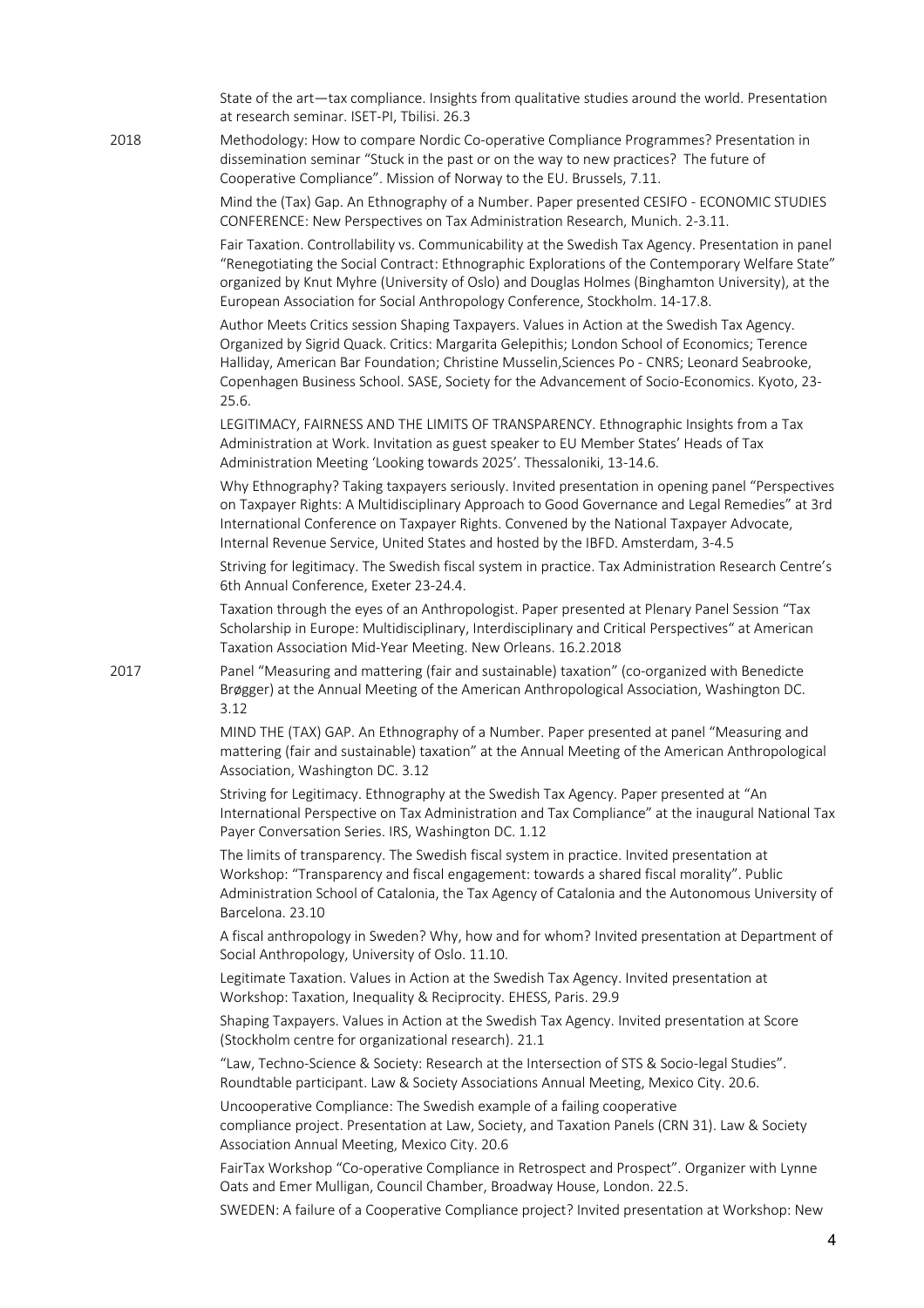State of the art—tax compliance. Insights from qualitative studies around the world. Presentation at research seminar. ISET-PI, Tbilisi. 26.3

2018

Methodology: How to compare Nordic Co-operative Compliance Programmes? Presentation in dissemination seminar "Stuck in the past or on the way to new practices? The future of Cooperative Compliance". Mission of Norway to the EU. Brussels, 7.11.

Mind the (Tax) Gap. An Ethnography of a Number. Paper presented CESIFO - ECONOMIC STUDIES CONFERENCE: New Perspectives on Tax Administration Research, Munich. 2-3.11.

Fair Taxation. Controllability vs. Communicability at the Swedish Tax Agency. Presentation in panel "Renegotiating the Social Contract: Ethnographic Explorations of the Contemporary Welfare State" organized by Knut Myhre (University of Oslo) and Douglas Holmes (Binghamton University), at the European Association for Social Anthropology Conference, Stockholm. 14-17.8.

Author Meets Critics session Shaping Taxpayers. Values in Action at the Swedish Tax Agency. Organized by Sigrid Quack. Critics: Margarita Gelepithis; London School of Economics; Terence Halliday, American Bar Foundation; Christine Musselin,Sciences Po - CNRS; Leonard Seabrooke, Copenhagen Business School. SASE, Society for the Advancement of Socio-Economics. Kyoto, 23-25.6.

LEGITIMACY, FAIRNESS AND THE LIMITS OF TRANSPARENCY. Ethnographic Insights from a Tax Administration at Work. Invitation as guest speaker to EU Member States' Heads of Tax Administration Meeting 'Looking towards 2025'. Thessaloniki, 13-14.6.

Why Ethnography? Taking taxpayers seriously. Invited presentation in opening panel "Perspectives on Taxpayer Rights: A Multidisciplinary Approach to Good Governance and Legal Remedies" at 3rd International Conference on Taxpayer Rights. Convened by the National Taxpayer Advocate, Internal Revenue Service, United States and hosted by the IBFD. Amsterdam, 3-4.5

Striving for legitimacy. The Swedish fiscal system in practice. Tax Administration Research Centre's 6th Annual Conference, Exeter 23-24.4.

Taxation through the eyes of an Anthropologist. Paper presented at Plenary Panel Session "Tax Scholarship in Europe: Multidisciplinary, Interdisciplinary and Critical Perspectives" at American Taxation Association Mid-Year Meeting. New Orleans. 16.2.2018

2017

Panel "Measuring and mattering (fair and sustainable) taxation" (co-organized with Benedicte Brøgger) at the Annual Meeting of the American Anthropological Association, Washington DC. 3.12

MIND THE (TAX) GAP. An Ethnography of a Number. Paper presented at panel "Measuring and mattering (fair and sustainable) taxation" at the Annual Meeting of the American Anthropological Association, Washington DC. 3.12

Striving for Legitimacy. Ethnography at the Swedish Tax Agency. Paper presented at "An International Perspective on Tax Administration and Tax Compliance" at the inaugural National Tax Payer Conversation Series. IRS, Washington DC. 1.12

The limits of transparency. The Swedish fiscal system in practice. Invited presentation at Workshop: "Transparency and fiscal engagement: towards a shared fiscal morality". Public Administration School of Catalonia, the Tax Agency of Catalonia and the Autonomous University of Barcelona. 23.10

A fiscal anthropology in Sweden? Why, how and for whom? Invited presentation at Department of Social Anthropology, University of Oslo. 11.10.

Legitimate Taxation. Values in Action at the Swedish Tax Agency. Invited presentation at Workshop: Taxation, Inequality & Reciprocity. EHESS, Paris. 29.9

Shaping Taxpayers. Values in Action at the Swedish Tax Agency. Invited presentation at Score (Stockholm centre for organizational research). 21.1

"Law, Techno-Science & Society: Research at the Intersection of STS & Socio-legal Studies". Roundtable participant. Law & Society Associations Annual Meeting, Mexico City. 20.6.

Uncooperative Compliance: The Swedish example of a failing cooperative compliance project. Presentation at Law, Society, and Taxation Panels (CRN 31). Law & Society Association Annual Meeting, Mexico City. 20.6

FairTax Workshop "Co-operative Compliance in Retrospect and Prospect". Organizer with Lynne Oats and Emer Mulligan, Council Chamber, Broadway House, London. 22.5.

SWEDEN: A failure of a Cooperative Compliance project? Invited presentation at Workshop: New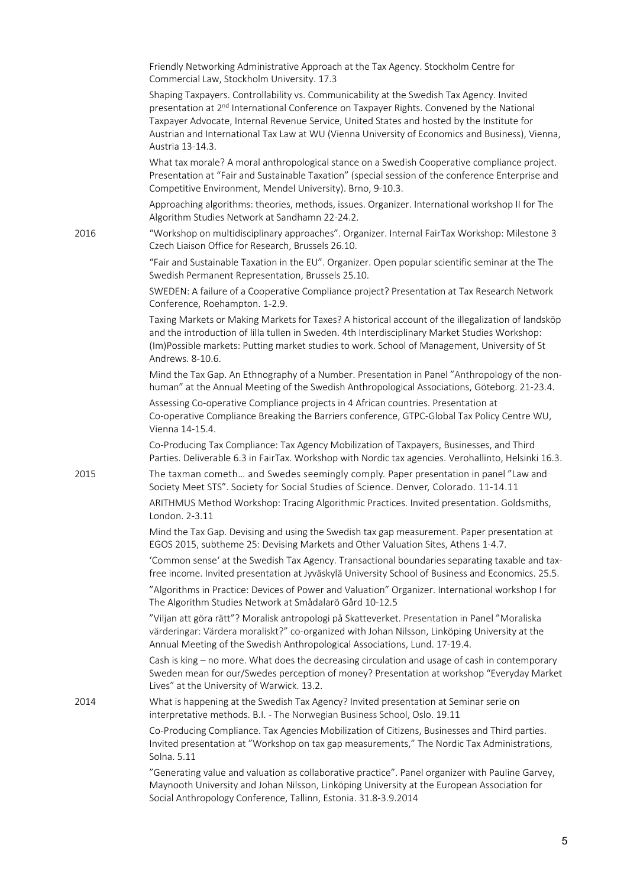Friendly Networking Administrative Approach at the Tax Agency. Stockholm Centre for Commercial Law, Stockholm University. 17.3

Shaping Taxpayers. Controllability vs. Communicability at the Swedish Tax Agency. Invited presentation at 2nd International Conference on Taxpayer Rights. Convened by the National Taxpayer Advocate, Internal Revenue Service, United States and hosted by the Institute for Austrian and International Tax Law at WU (Vienna University of Economics and Business), Vienna, Austria 13-14.3.

What tax morale? A moral anthropological stance on a Swedish Cooperative compliance project. Presentation at "Fair and Sustainable Taxation" (special session of the conference Enterprise and Competitive Environment, Mendel University). Brno, 9-10.3.

Approaching algorithms: theories, methods, issues. Organizer. International workshop II for The Algorithm Studies Network at Sandhamn 22-24.2.

**2016**

"Workshop on multidisciplinary approaches". Organizer. Internal FairTax Workshop: Milestone 3 Czech Liaison Office for Research, Brussels 26.10.

"Fair and Sustainable Taxation in the EU". Organizer. Open popular scientific seminar at the The Swedish Permanent Representation, Brussels 25.10.

SWEDEN: A failure of a Cooperative Compliance project? Presentation at Tax Research Network Conference, Roehampton. 1-2.9.

Taxing Markets or Making Markets for Taxes? A historical account of the illegalization of landsköp and the introduction of lilla tullen in Sweden. 4th Interdisciplinary Market Studies Workshop: (Im)Possible markets: Putting market studies to work. School of Management, University of St Andrews. 8-10.6.

Mind the Tax Gap. An Ethnography of a Number. Presentation in Panel "Anthropology of the non-human" at the Annual Meeting of the Swedish Anthropological Associations, Göteborg. 21-23.4.

Assessing Co-operative Compliance projects in 4 African countries. Presentation at Co-operative Compliance Breaking the Barriers conference, GTPC-Global Tax Policy Centre WU, Vienna 14-15.4.

Co-Producing Tax Compliance: Tax Agency Mobilization of Taxpayers, Businesses, and Third Parties. Deliverable 6.3 in FairTax. Workshop with Nordic tax agencies. Verohallinto, Helsinki 16.3.

**2015**

The taxman cometh… and Swedes seemingly comply. Paper presentation in panel "Law and Society Meet STS". Society for Social Studies of Science. Denver, Colorado. 11-14.11

ARITHMUS Method Workshop: Tracing Algorithmic Practices. Invited presentation. Goldsmiths, London. 2-3.11

Mind the Tax Gap. Devising and using the Swedish tax gap measurement. Paper presentation at EGOS 2015, subtheme 25: Devising Markets and Other Valuation Sites, Athens 1-4.7.

'Common sense' at the Swedish Tax Agency. Transactional boundaries separating taxable and tax-free income. Invited presentation at Jyväskylä University School of Business and Economics. 25.5.

"Algorithms in Practice: Devices of Power and Valuation" Organizer. International workshop I for The Algorithm Studies Network at Smådalarö Gård 10-12.5

"Viljan att göra rätt"? Moralisk antropologi på Skatteverket. Presentation in Panel "Moraliska värderingar: Värdera moraliskt?" co-organized with Johan Nilsson, Linköping University at the Annual Meeting of the Swedish Anthropological Associations, Lund. 17-19.4.

Cash is king – no more. What does the decreasing circulation and usage of cash in contemporary Sweden mean for our/Swedes perception of money? Presentation at workshop "Everyday Market Lives" at the University of Warwick. 13.2.

**2014**

What is happening at the Swedish Tax Agency? Invited presentation at Seminar serie on interpretative methods. B.I. - The Norwegian Business School, Oslo. 19.11

Co-Producing Compliance. Tax Agencies Mobilization of Citizens, Businesses and Third parties. Invited presentation at "Workshop on tax gap measurements," The Nordic Tax Administrations, Solna. 5.11

"Generating value and valuation as collaborative practice". Panel organizer with Pauline Garvey, Maynooth University and Johan Nilsson, Linköping University at the European Association for Social Anthropology Conference, Tallinn, Estonia. 31.8-3.9.2014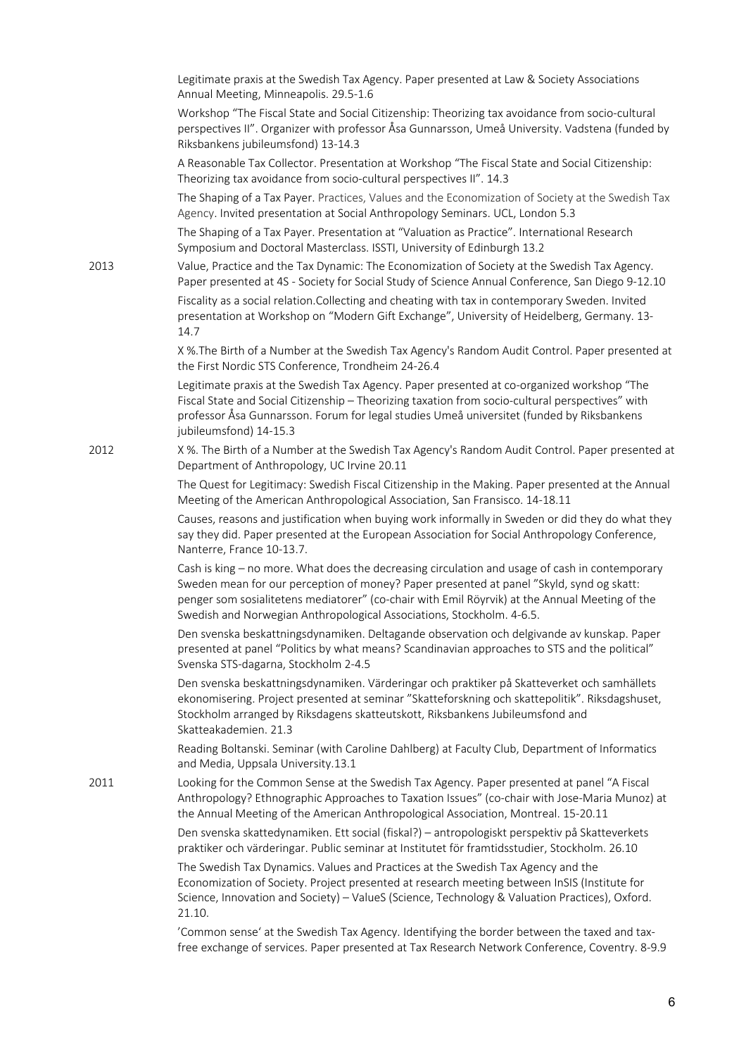Legitimate praxis at the Swedish Tax Agency. Paper presented at Law & Society Associations Annual Meeting, Minneapolis. 29.5-1.6

Workshop "The Fiscal State and Social Citizenship: Theorizing tax avoidance from socio-cultural perspectives II". Organizer with professor Åsa Gunnarsson, Umeå University. Vadstena (funded by Riksbankens jubileumsfond) 13-14.3

A Reasonable Tax Collector. Presentation at Workshop "The Fiscal State and Social Citizenship: Theorizing tax avoidance from socio-cultural perspectives II". 14.3

The Shaping of a Tax Payer. Practices, Values and the Economization of Society at the Swedish Tax Agency. Invited presentation at Social Anthropology Seminars. UCL, London 5.3

The Shaping of a Tax Payer. Presentation at "Valuation as Practice". International Research Symposium and Doctoral Masterclass. ISSTI, University of Edinburgh 13.2

**2013** Value, Practice and the Tax Dynamic: The Economization of Society at the Swedish Tax Agency. Paper presented at 4S - Society for Social Study of Science Annual Conference, San Diego 9-12.10

Fiscality as a social relation.Collecting and cheating with tax in contemporary Sweden. Invited presentation at Workshop on "Modern Gift Exchange", University of Heidelberg, Germany. 13-14.7

X %.The Birth of a Number at the Swedish Tax Agency's Random Audit Control. Paper presented at the First Nordic STS Conference, Trondheim 24-26.4

Legitimate praxis at the Swedish Tax Agency. Paper presented at co-organized workshop "The Fiscal State and Social Citizenship – Theorizing taxation from socio-cultural perspectives" with professor Åsa Gunnarsson. Forum for legal studies Umeå universitet (funded by Riksbankens jubileumsfond) 14-15.3

**2012** X %. The Birth of a Number at the Swedish Tax Agency's Random Audit Control. Paper presented at Department of Anthropology, UC Irvine 20.11

The Quest for Legitimacy: Swedish Fiscal Citizenship in the Making. Paper presented at the Annual Meeting of the American Anthropological Association, San Fransisco. 14-18.11

Causes, reasons and justification when buying work informally in Sweden or did they do what they say they did. Paper presented at the European Association for Social Anthropology Conference, Nanterre, France 10-13.7.

Cash is king – no more. What does the decreasing circulation and usage of cash in contemporary Sweden mean for our perception of money? Paper presented at panel "Skyld, synd og skatt: penger som sosialitetens mediatorer" (co-chair with Emil Röyrvik) at the Annual Meeting of the Swedish and Norwegian Anthropological Associations, Stockholm. 4-6.5.

Den svenska beskattningsdynamiken. Deltagande observation och delgivande av kunskap. Paper presented at panel "Politics by what means? Scandinavian approaches to STS and the political" Svenska STS-dagarna, Stockholm 2-4.5

Den svenska beskattningsdynamiken. Värderingar och praktiker på Skatteverket och samhällets ekonomisering. Project presented at seminar "Skatteforskning och skattepolitik". Riksdagshuset, Stockholm arranged by Riksdagens skatteutskott, Riksbankens Jubileumsfond and Skatteakademien. 21.3

Reading Boltanski. Seminar (with Caroline Dahlberg) at Faculty Club, Department of Informatics and Media, Uppsala University.13.1

**2011** Looking for the Common Sense at the Swedish Tax Agency. Paper presented at panel "A Fiscal Anthropology? Ethnographic Approaches to Taxation Issues" (co-chair with Jose-Maria Munoz) at the Annual Meeting of the American Anthropological Association, Montreal. 15-20.11

Den svenska skattedynamiken. Ett social (fiskal?) – antropologiskt perspektiv på Skatteverkets praktiker och värderingar. Public seminar at Institutet för framtidsstudier, Stockholm. 26.10

The Swedish Tax Dynamics. Values and Practices at the Swedish Tax Agency and the Economization of Society. Project presented at research meeting between InSIS (Institute for Science, Innovation and Society) – ValueS (Science, Technology & Valuation Practices), Oxford. 21.10.

'Common sense' at the Swedish Tax Agency. Identifying the border between the taxed and tax-free exchange of services. Paper presented at Tax Research Network Conference, Coventry. 8-9.9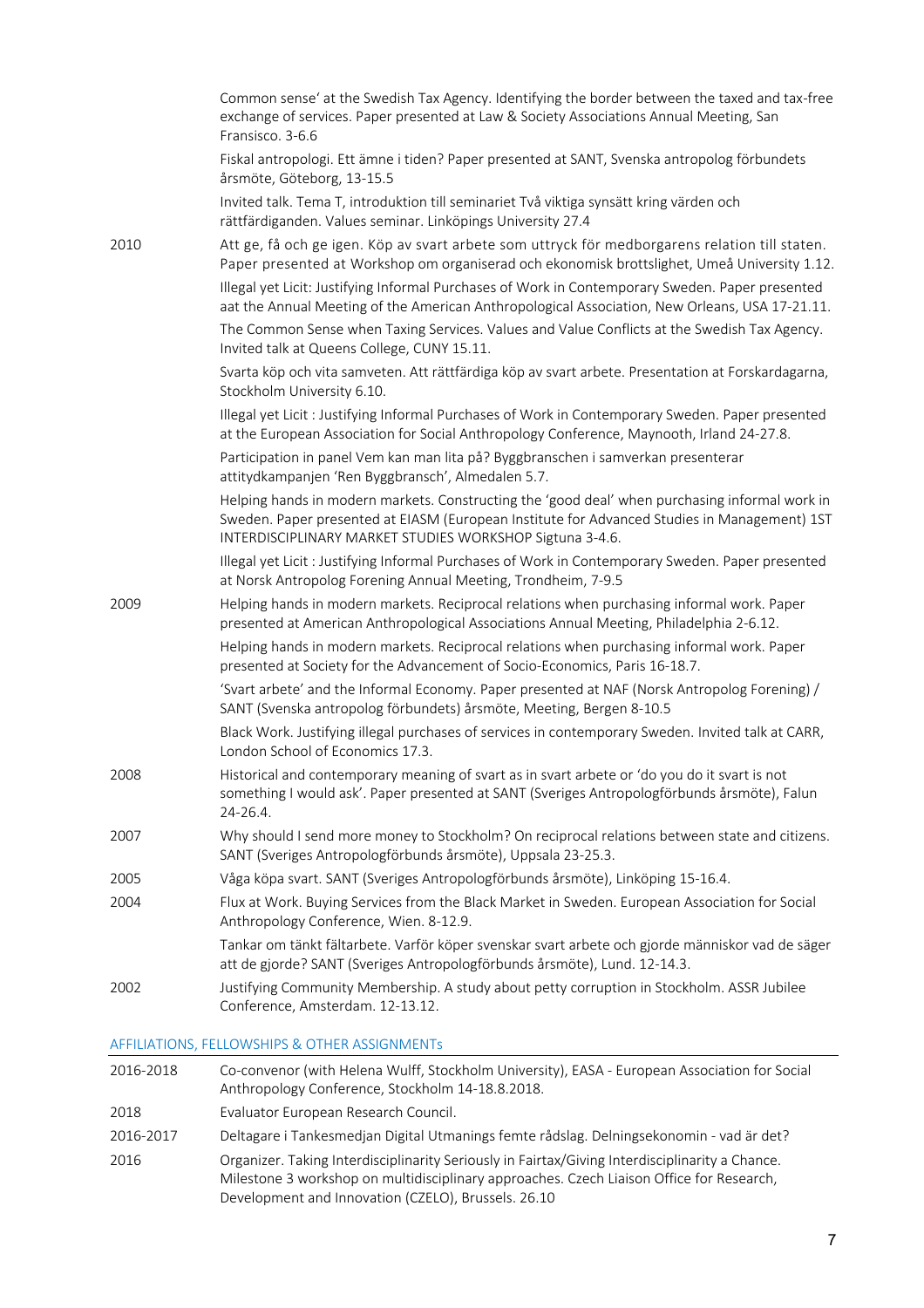| | |
|---|---|
| | Common sense' at the Swedish Tax Agency. Identifying the border between the taxed and tax-free exchange of services. Paper presented at Law & Society Associations Annual Meeting, San Fransisco. 3-6.6 |
| | Fiskal antropologi. Ett ämne i tiden? Paper presented at SANT, Svenska antropolog förbundets årsmöte, Göteborg, 13-15.5 |
| | Invited talk. Tema T, introduktion till seminariet Två viktiga synsätt kring värden och rättfärdiganden. Values seminar. Linköpings University 27.4 |
| 2010 | Att ge, få och ge igen. Köp av svart arbete som uttryck för medborgarens relation till staten. Paper presented at Workshop om organiserad och ekonomisk brottslighet, Umeå University 1.12. |
| | Illegal yet Licit: Justifying Informal Purchases of Work in Contemporary Sweden. Paper presented aat the Annual Meeting of the American Anthropological Association, New Orleans, USA 17-21.11. |
| | The Common Sense when Taxing Services. Values and Value Conflicts at the Swedish Tax Agency. Invited talk at Queens College, CUNY 15.11. |
| | Svarta köp och vita samveten. Att rättfärdiga köp av svart arbete. Presentation at Forskardagarna, Stockholm University 6.10. |
| | Illegal yet Licit : Justifying Informal Purchases of Work in Contemporary Sweden. Paper presented at the European Association for Social Anthropology Conference, Maynooth, Irland 24-27.8. |
| | Participation in panel Vem kan man lita på? Byggbranschen i samverkan presenterar attitydkampanjen 'Ren Byggbransch', Almedalen 5.7. |
| | Helping hands in modern markets. Constructing the 'good deal' when purchasing informal work in Sweden. Paper presented at EIASM (European Institute for Advanced Studies in Management) 1ST INTERDISCIPLINARY MARKET STUDIES WORKSHOP Sigtuna 3-4.6. |
| | Illegal yet Licit : Justifying Informal Purchases of Work in Contemporary Sweden. Paper presented at Norsk Antropolog Forening Annual Meeting, Trondheim, 7-9.5 |
| 2009 | Helping hands in modern markets. Reciprocal relations when purchasing informal work. Paper presented at American Anthropological Associations Annual Meeting, Philadelphia 2-6.12. |
| | Helping hands in modern markets. Reciprocal relations when purchasing informal work. Paper presented at Society for the Advancement of Socio-Economics, Paris 16-18.7. |
| | 'Svart arbete' and the Informal Economy. Paper presented at NAF (Norsk Antropolog Forening) / SANT (Svenska antropolog förbundets) årsmöte, Meeting, Bergen 8-10.5 |
| | Black Work. Justifying illegal purchases of services in contemporary Sweden. Invited talk at CARR, London School of Economics 17.3. |
| 2008 | Historical and contemporary meaning of svart as in svart arbete or 'do you do it svart is not something I would ask'. Paper presented at SANT (Sveriges Antropologförbunds årsmöte), Falun 24-26.4. |
| 2007 | Why should I send more money to Stockholm? On reciprocal relations between state and citizens. SANT (Sveriges Antropologförbunds årsmöte), Uppsala 23-25.3. |
| 2005 | Våga köpa svart. SANT (Sveriges Antropologförbunds årsmöte), Linköping 15-16.4. |
| 2004 | Flux at Work. Buying Services from the Black Market in Sweden. European Association for Social Anthropology Conference, Wien. 8-12.9. |
| | Tankar om tänkt fältarbete. Varför köper svenskar svart arbete och gjorde människor vad de säger att de gjorde? SANT (Sveriges Antropologförbunds årsmöte), Lund. 12-14.3. |
| 2002 | Justifying Community Membership. A study about petty corruption in Stockholm. ASSR Jubilee Conference, Amsterdam. 12-13.12. |

## AFFILIATIONS, FELLOWSHIPS & OTHER ASSIGNMENTs

| | |
|---|---|
| 2016-2018 | Co-convenor (with Helena Wulff, Stockholm University), EASA - European Association for Social Anthropology Conference, Stockholm 14-18.8.2018. |
| 2018 | Evaluator European Research Council. |
| 2016-2017 | Deltagare i Tankesmedjan Digital Utmanings femte rådslag. Delningsekonomin - vad är det? |
| 2016 | Organizer. Taking Interdisciplinarity Seriously in Fairtax/Giving Interdisciplinarity a Chance. Milestone 3 workshop on multidisciplinary approaches. Czech Liaison Office for Research, Development and Innovation (CZELO), Brussels. 26.10 |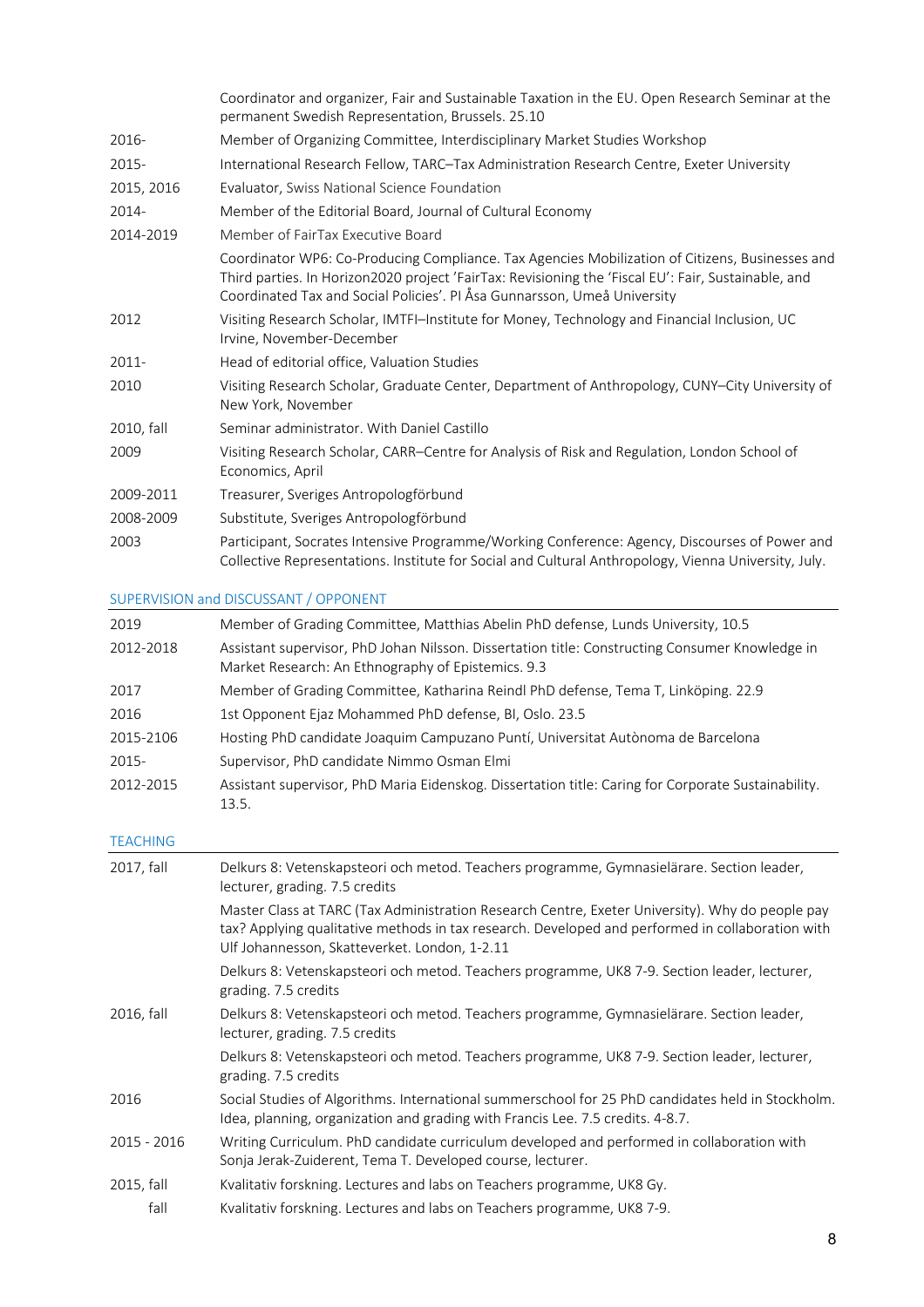| | |
|---|---|
| | Coordinator and organizer, Fair and Sustainable Taxation in the EU. Open Research Seminar at the permanent Swedish Representation, Brussels. 25.10 |
| 2016- | Member of Organizing Committee, Interdisciplinary Market Studies Workshop |
| 2015- | International Research Fellow, TARC–Tax Administration Research Centre, Exeter University |
| 2015, 2016 | Evaluator, Swiss National Science Foundation |
| 2014- | Member of the Editorial Board, Journal of Cultural Economy |
| 2014-2019 | Member of FairTax Executive Board |
| | Coordinator WP6: Co-Producing Compliance. Tax Agencies Mobilization of Citizens, Businesses and Third parties. In Horizon2020 project 'FairTax: Revisioning the 'Fiscal EU': Fair, Sustainable, and Coordinated Tax and Social Policies'. PI Åsa Gunnarsson, Umeå University |
| 2012 | Visiting Research Scholar, IMTFI–Institute for Money, Technology and Financial Inclusion, UC Irvine, November-December |
| 2011- | Head of editorial office, Valuation Studies |
| 2010 | Visiting Research Scholar, Graduate Center, Department of Anthropology, CUNY–City University of New York, November |
| 2010, fall | Seminar administrator. With Daniel Castillo |
| 2009 | Visiting Research Scholar, CARR–Centre for Analysis of Risk and Regulation, London School of Economics, April |
| 2009-2011 | Treasurer, Sveriges Antropologförbund |
| 2008-2009 | Substitute, Sveriges Antropologförbund |
| 2003 | Participant, Socrates Intensive Programme/Working Conference: Agency, Discourses of Power and Collective Representations. Institute for Social and Cultural Anthropology, Vienna University, July. |

## SUPERVISION and DISCUSSANT / OPPONENT

| | |
|---|---|
| 2019 | Member of Grading Committee, Matthias Abelin PhD defense, Lunds University, 10.5 |
| 2012-2018 | Assistant supervisor, PhD Johan Nilsson. Dissertation title: Constructing Consumer Knowledge in Market Research: An Ethnography of Epistemics. 9.3 |
| 2017 | Member of Grading Committee, Katharina Reindl PhD defense, Tema T, Linköping. 22.9 |
| 2016 | 1st Opponent Ejaz Mohammed PhD defense, BI, Oslo. 23.5 |
| 2015-2106 | Hosting PhD candidate Joaquim Campuzano Puntí, Universitat Autònoma de Barcelona |
| 2015- | Supervisor, PhD candidate Nimmo Osman Elmi |
| 2012-2015 | Assistant supervisor, PhD Maria Eidenskog. Dissertation title: Caring for Corporate Sustainability. 13.5. |

## TEACHING

| | |
|---|---|
| 2017, fall | Delkurs 8: Vetenskapsteori och metod. Teachers programme, Gymnasielärare. Section leader, lecturer, grading. 7.5 credits |
| | Master Class at TARC (Tax Administration Research Centre, Exeter University). Why do people pay tax? Applying qualitative methods in tax research. Developed and performed in collaboration with Ulf Johannesson, Skatteverket. London, 1-2.11 |
| | Delkurs 8: Vetenskapsteori och metod. Teachers programme, UK8 7-9. Section leader, lecturer, grading. 7.5 credits |
| 2016, fall | Delkurs 8: Vetenskapsteori och metod. Teachers programme, Gymnasielärare. Section leader, lecturer, grading. 7.5 credits |
| | Delkurs 8: Vetenskapsteori och metod. Teachers programme, UK8 7-9. Section leader, lecturer, grading. 7.5 credits |
| 2016 | Social Studies of Algorithms. International summerschool for 25 PhD candidates held in Stockholm. Idea, planning, organization and grading with Francis Lee. 7.5 credits. 4-8.7. |
| 2015 - 2016 | Writing Curriculum. PhD candidate curriculum developed and performed in collaboration with Sonja Jerak-Zuiderent, Tema T. Developed course, lecturer. |
| 2015, fall | Kvalitativ forskning. Lectures and labs on Teachers programme, UK8 Gy. |
| fall | Kvalitativ forskning. Lectures and labs on Teachers programme, UK8 7-9. |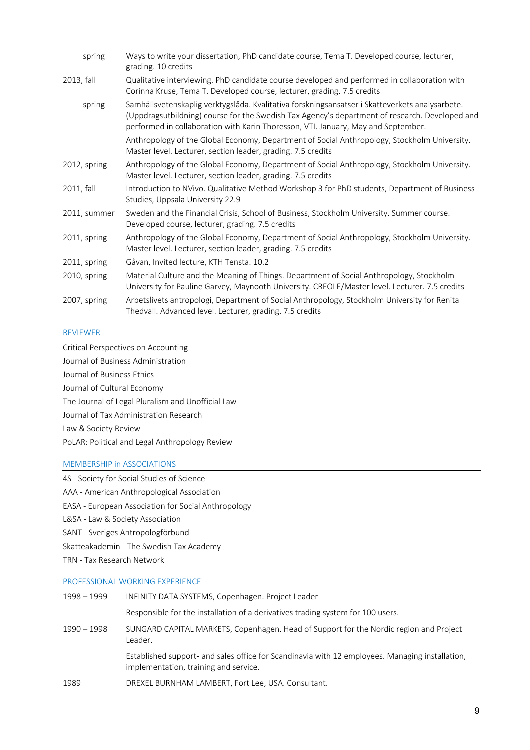| | |
|---|---|
| spring | Ways to write your dissertation, PhD candidate course, Tema T. Developed course, lecturer, grading. 10 credits |
| 2013, fall | Qualitative interviewing. PhD candidate course developed and performed in collaboration with Corinna Kruse, Tema T. Developed course, lecturer, grading. 7.5 credits |
| spring | Samhällsvetenskaplig verktygslåda. Kvalitativa forskningsansatser i Skatteverkets analysarbete. (Uppdragsutbildning) course for the Swedish Tax Agency's department of research. Developed and performed in collaboration with Karin Thoresson, VTI. January, May and September. |
| | Anthropology of the Global Economy, Department of Social Anthropology, Stockholm University. Master level. Lecturer, section leader, grading. 7.5 credits |
| 2012, spring | Anthropology of the Global Economy, Department of Social Anthropology, Stockholm University. Master level. Lecturer, section leader, grading. 7.5 credits |
| 2011, fall | Introduction to NVivo. Qualitative Method Workshop 3 for PhD students, Department of Business Studies, Uppsala University 22.9 |
| 2011, summer | Sweden and the Financial Crisis, School of Business, Stockholm University. Summer course. Developed course, lecturer, grading. 7.5 credits |
| 2011, spring | Anthropology of the Global Economy, Department of Social Anthropology, Stockholm University. Master level. Lecturer, section leader, grading. 7.5 credits |
| 2011, spring | Gåvan, Invited lecture, KTH Tensta. 10.2 |
| 2010, spring | Material Culture and the Meaning of Things. Department of Social Anthropology, Stockholm University for Pauline Garvey, Maynooth University. CREOLE/Master level. Lecturer. 7.5 credits |
| 2007, spring | Arbetslivets antropologi, Department of Social Anthropology, Stockholm University for Renita Thedvall. Advanced level. Lecturer, grading. 7.5 credits |

## REVIEWER

Critical Perspectives on Accounting

Journal of Business Administration

Journal of Business Ethics

Journal of Cultural Economy

The Journal of Legal Pluralism and Unofficial Law

Journal of Tax Administration Research

Law & Society Review

PoLAR: Political and Legal Anthropology Review

## MEMBERSHIP in ASSOCIATIONS

4S - Society for Social Studies of Science

AAA - American Anthropological Association

EASA - European Association for Social Anthropology

L&SA - Law & Society Association

SANT - Sveriges Antropologförbund

Skatteakademin - The Swedish Tax Academy

TRN - Tax Research Network

## PROFESSIONAL WORKING EXPERIENCE

| | |
|---|---|
| 1998 – 1999 | INFINITY DATA SYSTEMS, Copenhagen. Project Leader |
| | Responsible for the installation of a derivatives trading system for 100 users. |
| 1990 – 1998 | SUNGARD CAPITAL MARKETS, Copenhagen. Head of Support for the Nordic region and Project Leader. |
| | Established support- and sales office for Scandinavia with 12 employees. Managing installation, implementation, training and service. |
| 1989 | DREXEL BURNHAM LAMBERT, Fort Lee, USA. Consultant. |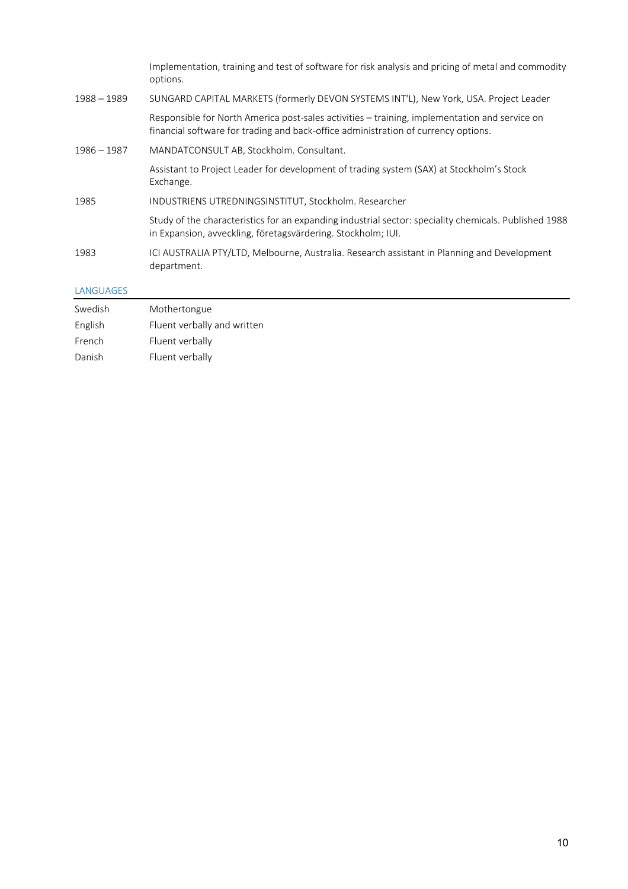| | |
|---|---|
| | Implementation, training and test of software for risk analysis and pricing of metal and commodity options. |
| 1988 – 1989 | SUNGARD CAPITAL MARKETS (formerly DEVON SYSTEMS INT'L), New York, USA. Project Leader |
| | Responsible for North America post-sales activities – training, implementation and service on financial software for trading and back-office administration of currency options. |
| 1986 – 1987 | MANDATCONSULT AB, Stockholm. Consultant. |
| | Assistant to Project Leader for development of trading system (SAX) at Stockholm's Stock Exchange. |
| 1985 | INDUSTRIENS UTREDNINGSINSTITUT, Stockholm. Researcher |
| | Study of the characteristics for an expanding industrial sector: speciality chemicals. Published 1988 in Expansion, avveckling, företagsvärdering. Stockholm; IUI. |
| 1983 | ICI AUSTRALIA PTY/LTD, Melbourne, Australia. Research assistant in Planning and Development department. |

## LANGUAGES

| | |
|---|---|
| Swedish | Mothertongue |
| English | Fluent verbally and written |
| French | Fluent verbally |
| Danish | Fluent verbally |